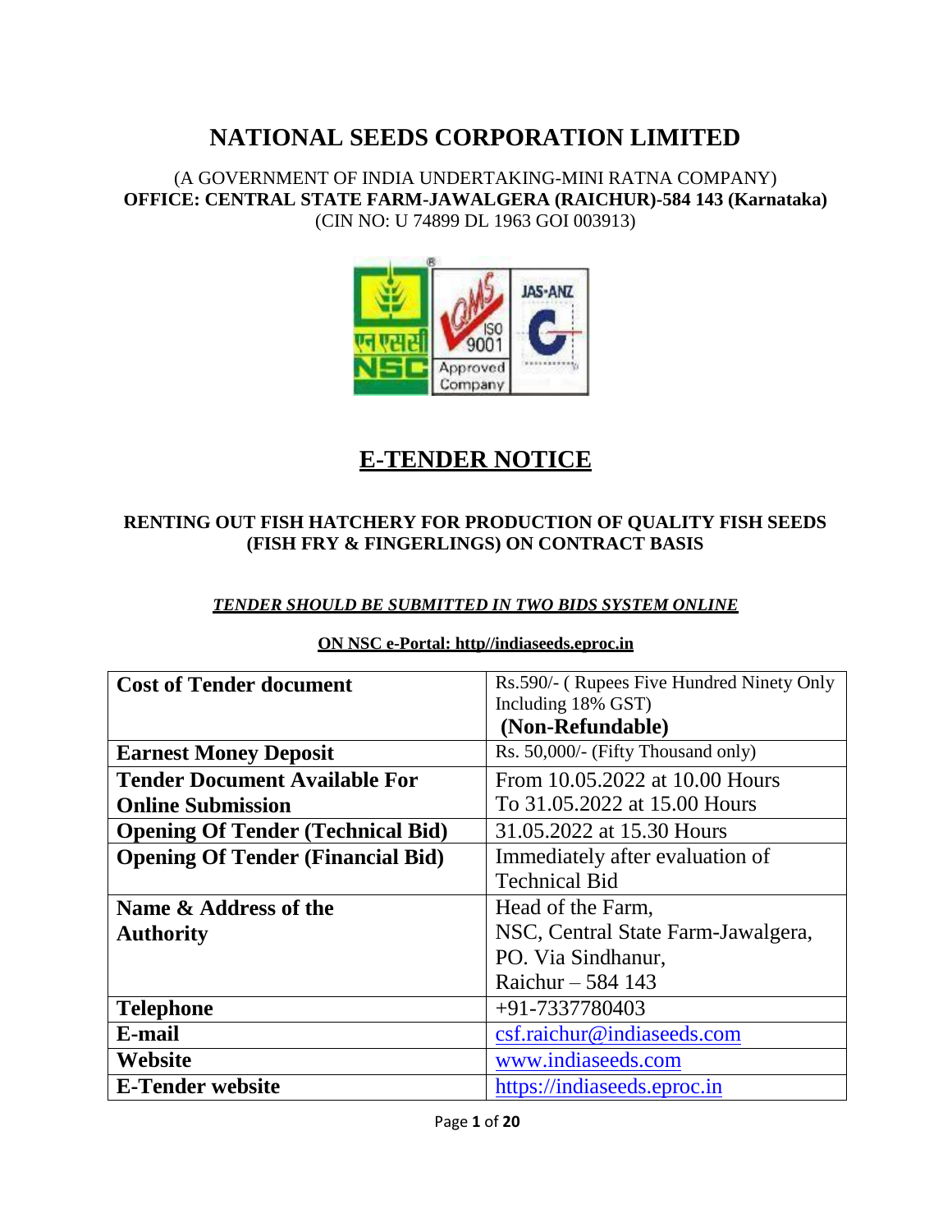# NATIONAL SEEDS CORPORATION LIMITED

(A GOVERNMENT OF INDIA UNDERTAKING-MINI RATNA COMPANY)
**OFFICE: CENTRAL STATE FARM-JAWALGERA (RAICHUR)-584 143 (Karnataka)**
(CIN NO: U 74899 DL 1963 GOI 003913)

## E-TENDER NOTICE

**RENTING OUT FISH HATCHERY FOR PRODUCTION OF QUALITY FISH SEEDS (FISH FRY & FINGERLINGS) ON CONTRACT BASIS**

***TENDER SHOULD BE SUBMITTED IN TWO BIDS SYSTEM ONLINE***

**ON NSC e-Portal: http//indiaseeds.eproc.in**

| | |
|---|---|
| **Cost of Tender document** | Rs.590/- ( Rupees Five Hundred Ninety Only Including 18% GST) **(Non-Refundable)** |
| **Earnest Money Deposit** | Rs. 50,000/- (Fifty Thousand only) |
| **Tender Document Available For Online Submission** | From 10.05.2022 at 10.00 Hours To 31.05.2022 at 15.00 Hours |
| **Opening Of Tender (Technical Bid)** | 31.05.2022 at 15.30 Hours |
| **Opening Of Tender (Financial Bid)** | Immediately after evaluation of Technical Bid |
| **Name & Address of the Authority** | Head of the Farm, NSC, Central State Farm-Jawalgera, PO. Via Sindhanur, Raichur – 584 143 |
| **Telephone** | +91-7337780403 |
| **E-mail** | csf.raichur@indiaseeds.com |
| **Website** | www.indiaseeds.com |
| **E-Tender website** | https://indiaseeds.eproc.in |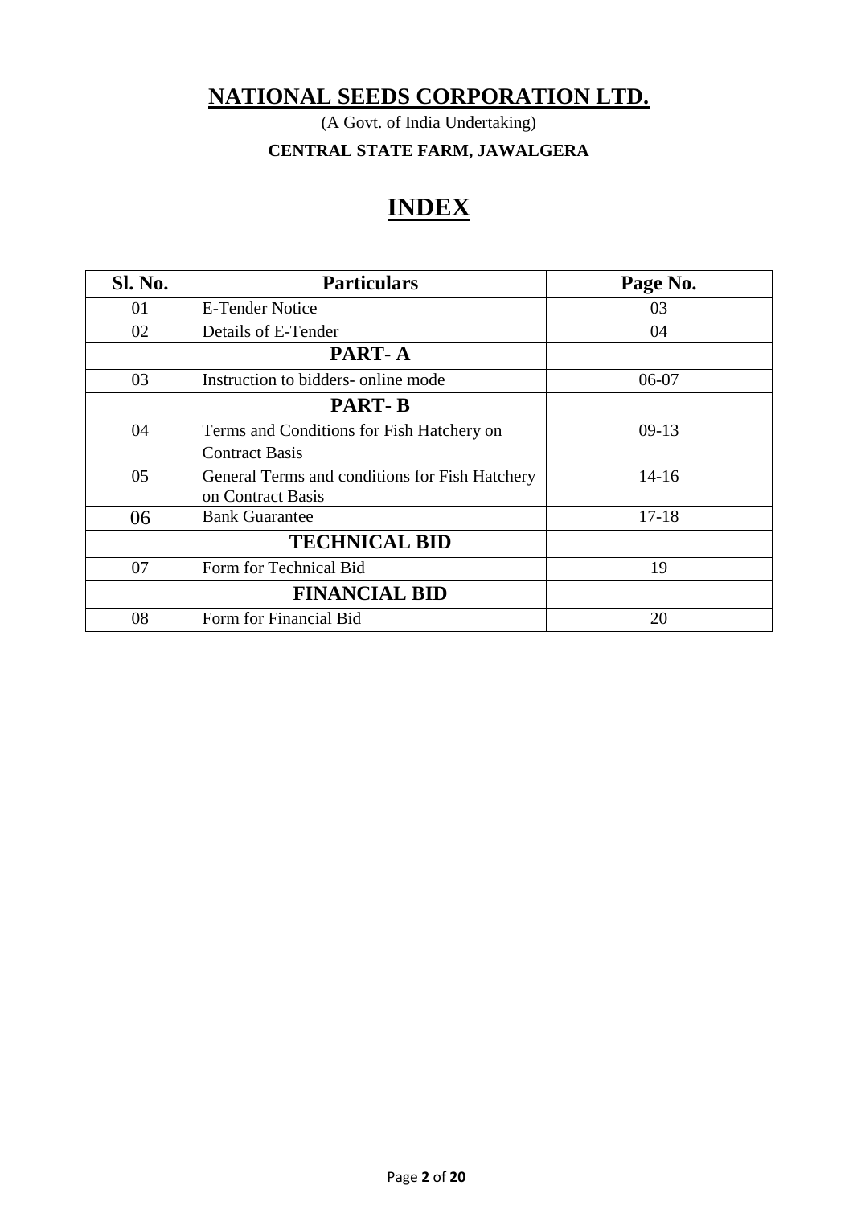# NATIONAL SEEDS CORPORATION LTD.

(A Govt. of India Undertaking)

**CENTRAL STATE FARM, JAWALGERA**

## INDEX

| Sl. No. | Particulars | Page No. |
|---|---|---|
| 01 | E-Tender Notice | 03 |
| 02 | Details of E-Tender | 04 |
| | **PART- A** | |
| 03 | Instruction to bidders- online mode | 06-07 |
| | **PART- B** | |
| 04 | Terms and Conditions for Fish Hatchery on Contract Basis | 09-13 |
| 05 | General Terms and conditions for Fish Hatchery on Contract Basis | 14-16 |
| 06 | Bank Guarantee | 17-18 |
| | **TECHNICAL BID** | |
| 07 | Form for Technical Bid | 19 |
| | **FINANCIAL BID** | |
| 08 | Form for Financial Bid | 20 |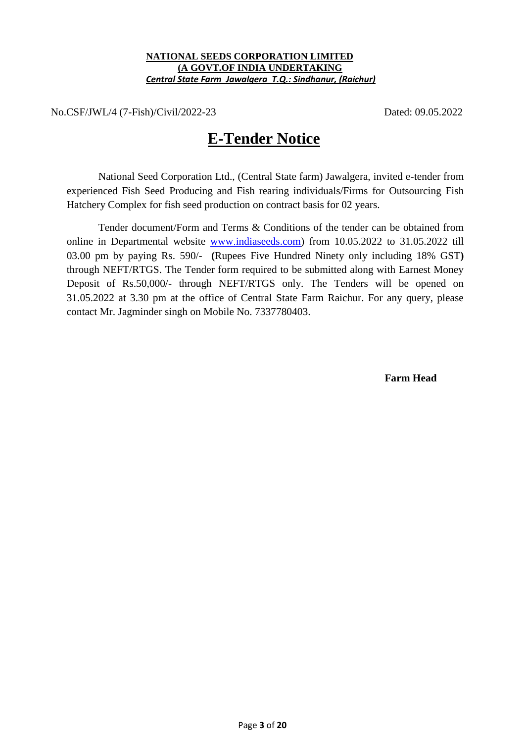**NATIONAL SEEDS CORPORATION LIMITED**
**(A GOVT.OF INDIA UNDERTAKING**
***Central State Farm Jawalgera T.Q.: Sindhanur, (Raichur)***

No.CSF/JWL/4 (7-Fish)/Civil/2022-23 Dated: 09.05.2022

# E-Tender Notice

National Seed Corporation Ltd., (Central State farm) Jawalgera, invited e-tender from experienced Fish Seed Producing and Fish rearing individuals/Firms for Outsourcing Fish Hatchery Complex for fish seed production on contract basis for 02 years.

Tender document/Form and Terms & Conditions of the tender can be obtained from online in Departmental website www.indiaseeds.com) from 10.05.2022 to 31.05.2022 till 03.00 pm by paying Rs. 590/- **(**Rupees Five Hundred Ninety only including 18% GST**)** through NEFT/RTGS. The Tender form required to be submitted along with Earnest Money Deposit of Rs.50,000/- through NEFT/RTGS only. The Tenders will be opened on 31.05.2022 at 3.30 pm at the office of Central State Farm Raichur. For any query, please contact Mr. Jagminder singh on Mobile No. 7337780403.

**Farm Head**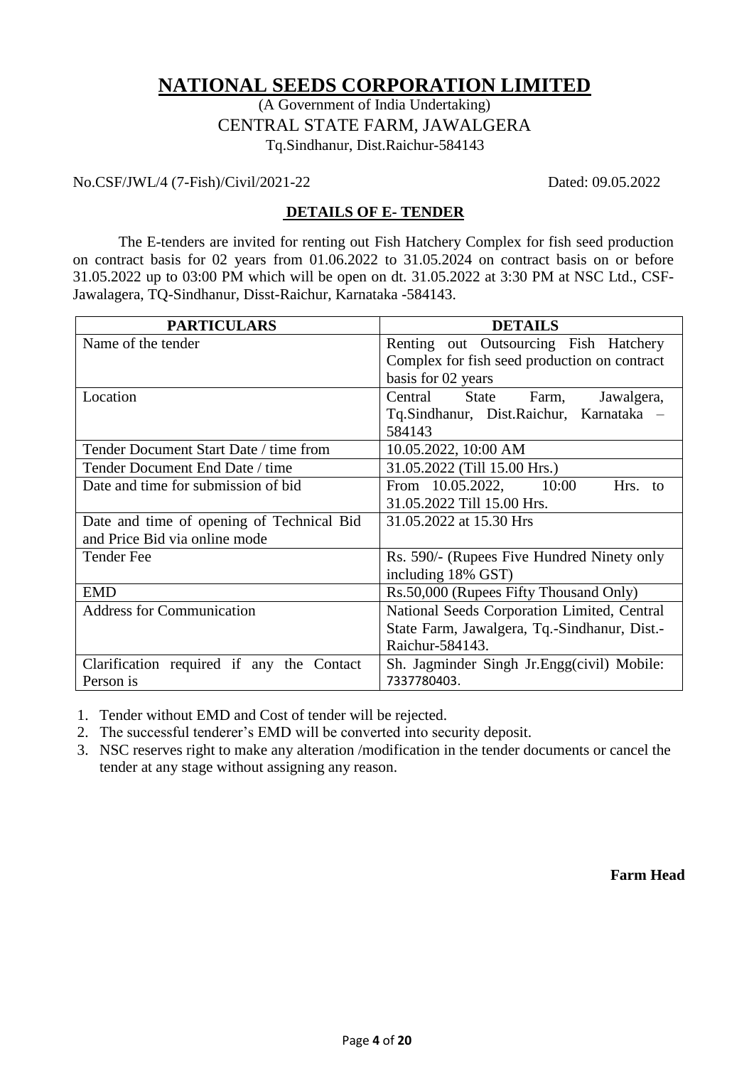# NATIONAL SEEDS CORPORATION LIMITED

(A Government of India Undertaking)
CENTRAL STATE FARM, JAWALGERA
Tq.Sindhanur, Dist.Raichur-584143

No.CSF/JWL/4 (7-Fish)/Civil/2021-22 Dated: 09.05.2022

## DETAILS OF E- TENDER

The E-tenders are invited for renting out Fish Hatchery Complex for fish seed production on contract basis for 02 years from 01.06.2022 to 31.05.2024 on contract basis on or before 31.05.2022 up to 03:00 PM which will be open on dt. 31.05.2022 at 3:30 PM at NSC Ltd., CSF-Jawalagera, TQ-Sindhanur, Disst-Raichur, Karnataka -584143.

| PARTICULARS | DETAILS |
|---|---|
| Name of the tender | Renting out Outsourcing Fish Hatchery Complex for fish seed production on contract basis for 02 years |
| Location | Central State Farm, Jawalgera, Tq.Sindhanur, Dist.Raichur, Karnataka – 584143 |
| Tender Document Start Date / time from | 10.05.2022, 10:00 AM |
| Tender Document End Date / time | 31.05.2022 (Till 15.00 Hrs.) |
| Date and time for submission of bid | From 10.05.2022, 10:00 Hrs. to 31.05.2022 Till 15.00 Hrs. |
| Date and time of opening of Technical Bid and Price Bid via online mode | 31.05.2022 at 15.30 Hrs |
| Tender Fee | Rs. 590/- (Rupees Five Hundred Ninety only including 18% GST) |
| EMD | Rs.50,000 (Rupees Fifty Thousand Only) |
| Address for Communication | National Seeds Corporation Limited, Central State Farm, Jawalgera, Tq.-Sindhanur, Dist.-Raichur-584143. |
| Clarification required if any the Contact Person is | Sh. Jagminder Singh Jr.Engg(civil) Mobile: 7337780403. |

1. Tender without EMD and Cost of tender will be rejected.
2. The successful tenderer's EMD will be converted into security deposit.
3. NSC reserves right to make any alteration /modification in the tender documents or cancel the tender at any stage without assigning any reason.

**Farm Head**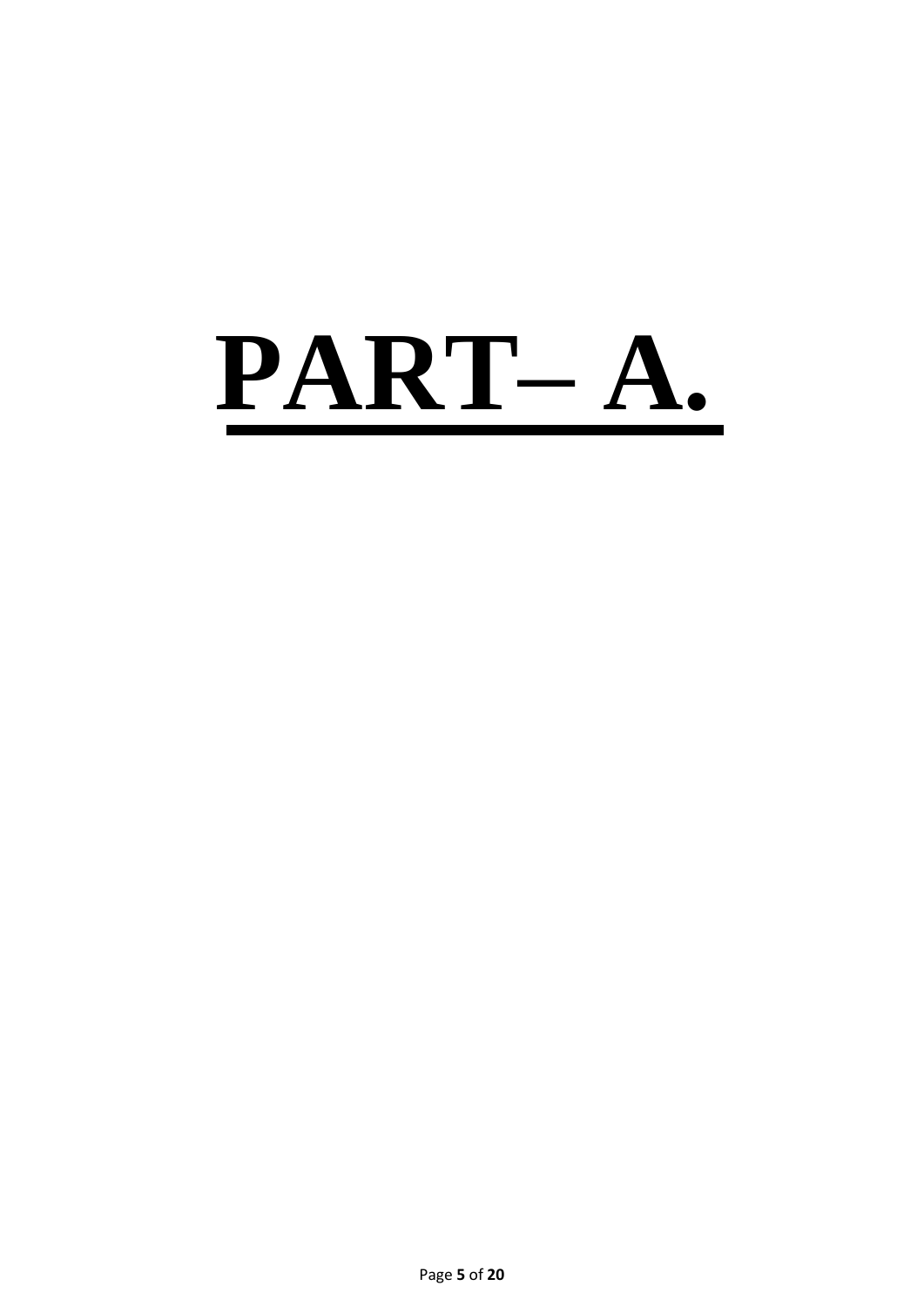# PART– A.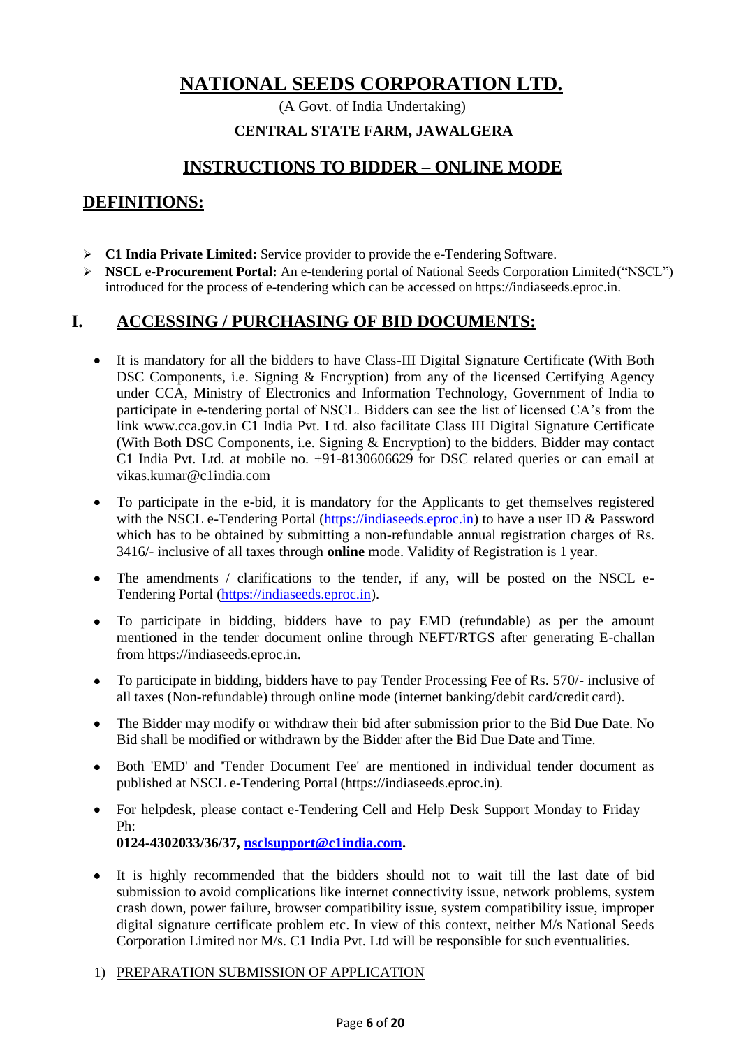# NATIONAL SEEDS CORPORATION LTD.

(A Govt. of India Undertaking)

**CENTRAL STATE FARM, JAWALGERA**

## INSTRUCTIONS TO BIDDER – ONLINE MODE

## DEFINITIONS:

- **C1 India Private Limited:** Service provider to provide the e-Tendering Software.
- **NSCL e-Procurement Portal:** An e-tendering portal of National Seeds Corporation Limited ("NSCL") introduced for the process of e-tendering which can be accessed on https://indiaseeds.eproc.in.

## I. ACCESSING / PURCHASING OF BID DOCUMENTS:

- It is mandatory for all the bidders to have Class-III Digital Signature Certificate (With Both DSC Components, i.e. Signing & Encryption) from any of the licensed Certifying Agency under CCA, Ministry of Electronics and Information Technology, Government of India to participate in e-tendering portal of NSCL. Bidders can see the list of licensed CA's from the link www.cca.gov.in C1 India Pvt. Ltd. also facilitate Class III Digital Signature Certificate (With Both DSC Components, i.e. Signing & Encryption) to the bidders. Bidder may contact C1 India Pvt. Ltd. at mobile no. +91-8130606629 for DSC related queries or can email at vikas.kumar@c1india.com
- To participate in the e-bid, it is mandatory for the Applicants to get themselves registered with the NSCL e-Tendering Portal (https://indiaseeds.eproc.in) to have a user ID & Password which has to be obtained by submitting a non-refundable annual registration charges of Rs. 3416/- inclusive of all taxes through **online** mode. Validity of Registration is 1 year.
- The amendments / clarifications to the tender, if any, will be posted on the NSCL e-Tendering Portal (https://indiaseeds.eproc.in).
- To participate in bidding, bidders have to pay EMD (refundable) as per the amount mentioned in the tender document online through NEFT/RTGS after generating E-challan from https://indiaseeds.eproc.in.
- To participate in bidding, bidders have to pay Tender Processing Fee of Rs. 570/- inclusive of all taxes (Non-refundable) through online mode (internet banking/debit card/credit card).
- The Bidder may modify or withdraw their bid after submission prior to the Bid Due Date. No Bid shall be modified or withdrawn by the Bidder after the Bid Due Date and Time.
- Both 'EMD' and 'Tender Document Fee' are mentioned in individual tender document as published at NSCL e-Tendering Portal (https://indiaseeds.eproc.in).
- For helpdesk, please contact e-Tendering Cell and Help Desk Support Monday to Friday Ph:
  **0124-4302033/36/37, nsclsupport@c1india.com.**
- It is highly recommended that the bidders should not to wait till the last date of bid submission to avoid complications like internet connectivity issue, network problems, system crash down, power failure, browser compatibility issue, system compatibility issue, improper digital signature certificate problem etc. In view of this context, neither M/s National Seeds Corporation Limited nor M/s. C1 India Pvt. Ltd will be responsible for such eventualities.

1) PREPARATION SUBMISSION OF APPLICATION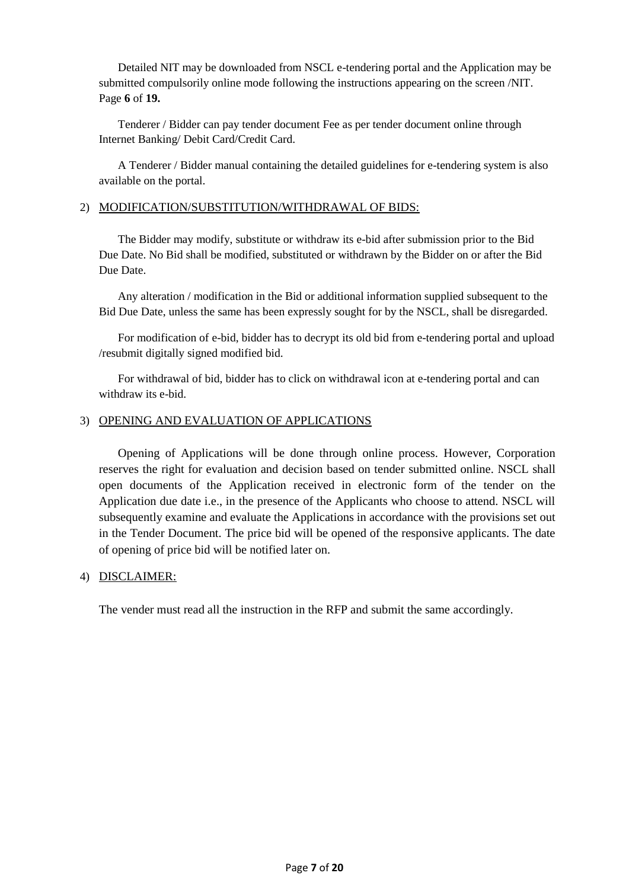Detailed NIT may be downloaded from NSCL e-tendering portal and the Application may be submitted compulsorily online mode following the instructions appearing on the screen /NIT. Page **6** of **19.**

Tenderer / Bidder can pay tender document Fee as per tender document online through Internet Banking/ Debit Card/Credit Card.

A Tenderer / Bidder manual containing the detailed guidelines for e-tendering system is also available on the portal.

2) MODIFICATION/SUBSTITUTION/WITHDRAWAL OF BIDS:

The Bidder may modify, substitute or withdraw its e-bid after submission prior to the Bid Due Date. No Bid shall be modified, substituted or withdrawn by the Bidder on or after the Bid Due Date.

Any alteration / modification in the Bid or additional information supplied subsequent to the Bid Due Date, unless the same has been expressly sought for by the NSCL, shall be disregarded.

For modification of e-bid, bidder has to decrypt its old bid from e-tendering portal and upload /resubmit digitally signed modified bid.

For withdrawal of bid, bidder has to click on withdrawal icon at e-tendering portal and can withdraw its e-bid.

3) OPENING AND EVALUATION OF APPLICATIONS

Opening of Applications will be done through online process. However, Corporation reserves the right for evaluation and decision based on tender submitted online. NSCL shall open documents of the Application received in electronic form of the tender on the Application due date i.e., in the presence of the Applicants who choose to attend. NSCL will subsequently examine and evaluate the Applications in accordance with the provisions set out in the Tender Document. The price bid will be opened of the responsive applicants. The date of opening of price bid will be notified later on.

4) DISCLAIMER:

The vender must read all the instruction in the RFP and submit the same accordingly.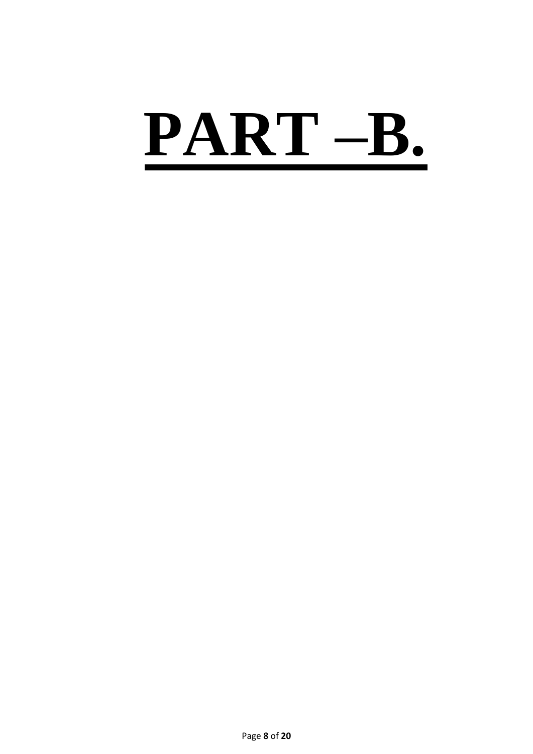# PART –B.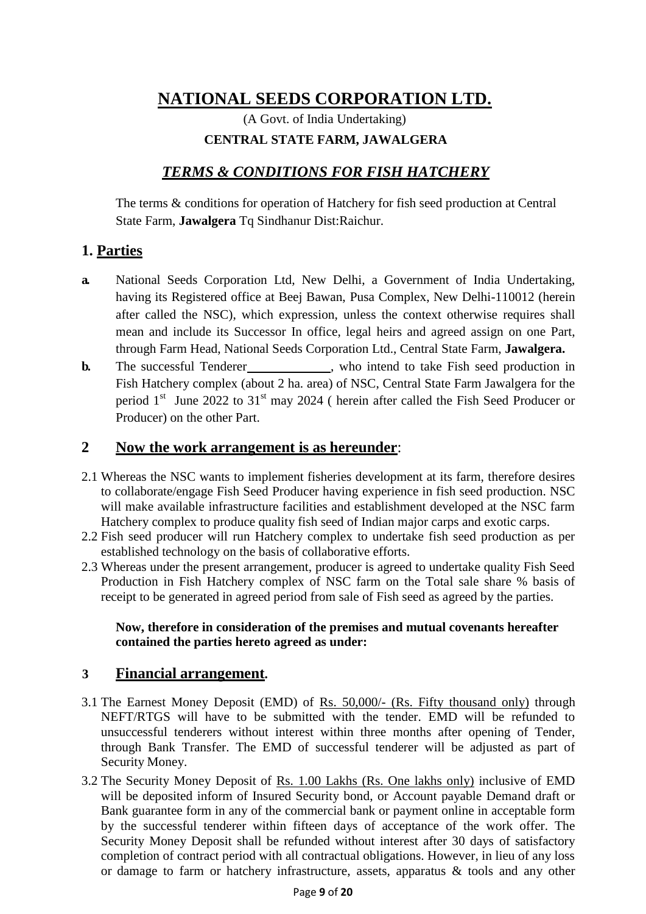# NATIONAL SEEDS CORPORATION LTD.

(A Govt. of India Undertaking)

**CENTRAL STATE FARM, JAWALGERA**

## *TERMS & CONDITIONS FOR FISH HATCHERY*

The terms & conditions for operation of Hatchery for fish seed production at Central State Farm, **Jawalgera** Tq Sindhanur Dist:Raichur.

## 1. Parties

**a.** National Seeds Corporation Ltd, New Delhi, a Government of India Undertaking, having its Registered office at Beej Bawan, Pusa Complex, New Delhi-110012 (herein after called the NSC), which expression, unless the context otherwise requires shall mean and include its Successor In office, legal heirs and agreed assign on one Part, through Farm Head, National Seeds Corporation Ltd., Central State Farm, **Jawalgera.**

**b.** The successful Tenderer____________, who intend to take Fish seed production in Fish Hatchery complex (about 2 ha. area) of NSC, Central State Farm Jawalgera for the period 1st June 2022 to 31st may 2024 ( herein after called the Fish Seed Producer or Producer) on the other Part.

## 2 Now the work arrangement is as hereunder:

2.1 Whereas the NSC wants to implement fisheries development at its farm, therefore desires to collaborate/engage Fish Seed Producer having experience in fish seed production. NSC will make available infrastructure facilities and establishment developed at the NSC farm Hatchery complex to produce quality fish seed of Indian major carps and exotic carps.

2.2 Fish seed producer will run Hatchery complex to undertake fish seed production as per established technology on the basis of collaborative efforts.

2.3 Whereas under the present arrangement, producer is agreed to undertake quality Fish Seed Production in Fish Hatchery complex of NSC farm on the Total sale share % basis of receipt to be generated in agreed period from sale of Fish seed as agreed by the parties.

**Now, therefore in consideration of the premises and mutual covenants hereafter contained the parties hereto agreed as under:**

## 3 Financial arrangement.

3.1 The Earnest Money Deposit (EMD) of Rs. 50,000/- (Rs. Fifty thousand only) through NEFT/RTGS will have to be submitted with the tender. EMD will be refunded to unsuccessful tenderers without interest within three months after opening of Tender, through Bank Transfer. The EMD of successful tenderer will be adjusted as part of Security Money.

3.2 The Security Money Deposit of Rs. 1.00 Lakhs (Rs. One lakhs only) inclusive of EMD will be deposited inform of Insured Security bond, or Account payable Demand draft or Bank guarantee form in any of the commercial bank or payment online in acceptable form by the successful tenderer within fifteen days of acceptance of the work offer. The Security Money Deposit shall be refunded without interest after 30 days of satisfactory completion of contract period with all contractual obligations. However, in lieu of any loss or damage to farm or hatchery infrastructure, assets, apparatus & tools and any other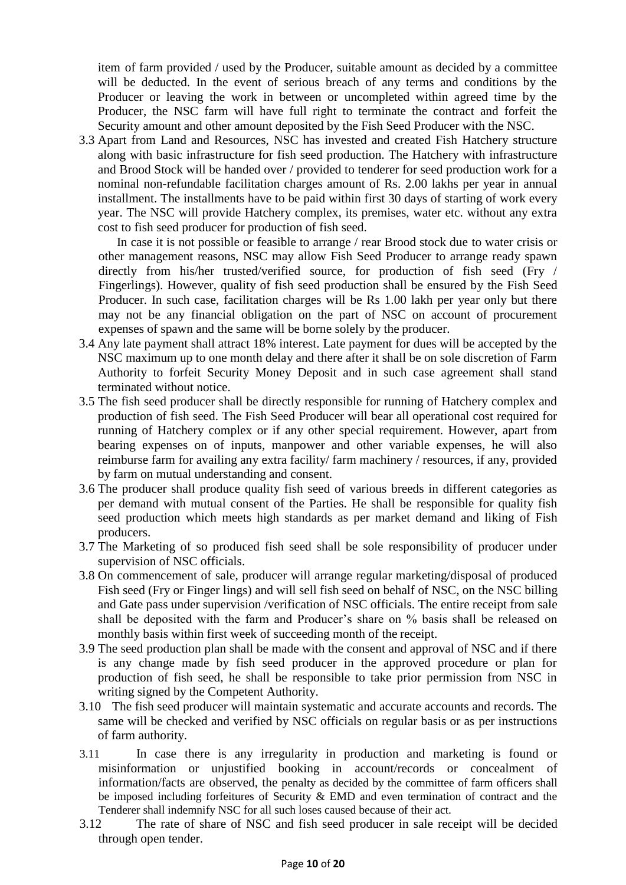item of farm provided / used by the Producer, suitable amount as decided by a committee will be deducted. In the event of serious breach of any terms and conditions by the Producer or leaving the work in between or uncompleted within agreed time by the Producer, the NSC farm will have full right to terminate the contract and forfeit the Security amount and other amount deposited by the Fish Seed Producer with the NSC.

3.3 Apart from Land and Resources, NSC has invested and created Fish Hatchery structure along with basic infrastructure for fish seed production. The Hatchery with infrastructure and Brood Stock will be handed over / provided to tenderer for seed production work for a nominal non-refundable facilitation charges amount of Rs. 2.00 lakhs per year in annual installment. The installments have to be paid within first 30 days of starting of work every year. The NSC will provide Hatchery complex, its premises, water etc. without any extra cost to fish seed producer for production of fish seed.

In case it is not possible or feasible to arrange / rear Brood stock due to water crisis or other management reasons, NSC may allow Fish Seed Producer to arrange ready spawn directly from his/her trusted/verified source, for production of fish seed (Fry / Fingerlings). However, quality of fish seed production shall be ensured by the Fish Seed Producer. In such case, facilitation charges will be Rs 1.00 lakh per year only but there may not be any financial obligation on the part of NSC on account of procurement expenses of spawn and the same will be borne solely by the producer.

3.4 Any late payment shall attract 18% interest. Late payment for dues will be accepted by the NSC maximum up to one month delay and there after it shall be on sole discretion of Farm Authority to forfeit Security Money Deposit and in such case agreement shall stand terminated without notice.

3.5 The fish seed producer shall be directly responsible for running of Hatchery complex and production of fish seed. The Fish Seed Producer will bear all operational cost required for running of Hatchery complex or if any other special requirement. However, apart from bearing expenses on of inputs, manpower and other variable expenses, he will also reimburse farm for availing any extra facility/ farm machinery / resources, if any, provided by farm on mutual understanding and consent.

3.6 The producer shall produce quality fish seed of various breeds in different categories as per demand with mutual consent of the Parties. He shall be responsible for quality fish seed production which meets high standards as per market demand and liking of Fish producers.

3.7 The Marketing of so produced fish seed shall be sole responsibility of producer under supervision of NSC officials.

3.8 On commencement of sale, producer will arrange regular marketing/disposal of produced Fish seed (Fry or Finger lings) and will sell fish seed on behalf of NSC, on the NSC billing and Gate pass under supervision /verification of NSC officials. The entire receipt from sale shall be deposited with the farm and Producer's share on % basis shall be released on monthly basis within first week of succeeding month of the receipt.

3.9 The seed production plan shall be made with the consent and approval of NSC and if there is any change made by fish seed producer in the approved procedure or plan for production of fish seed, he shall be responsible to take prior permission from NSC in writing signed by the Competent Authority.

3.10 The fish seed producer will maintain systematic and accurate accounts and records. The same will be checked and verified by NSC officials on regular basis or as per instructions of farm authority.

3.11 In case there is any irregularity in production and marketing is found or misinformation or unjustified booking in account/records or concealment of information/facts are observed, the penalty as decided by the committee of farm officers shall be imposed including forfeitures of Security & EMD and even termination of contract and the Tenderer shall indemnify NSC for all such loses caused because of their act.

3.12 The rate of share of NSC and fish seed producer in sale receipt will be decided through open tender.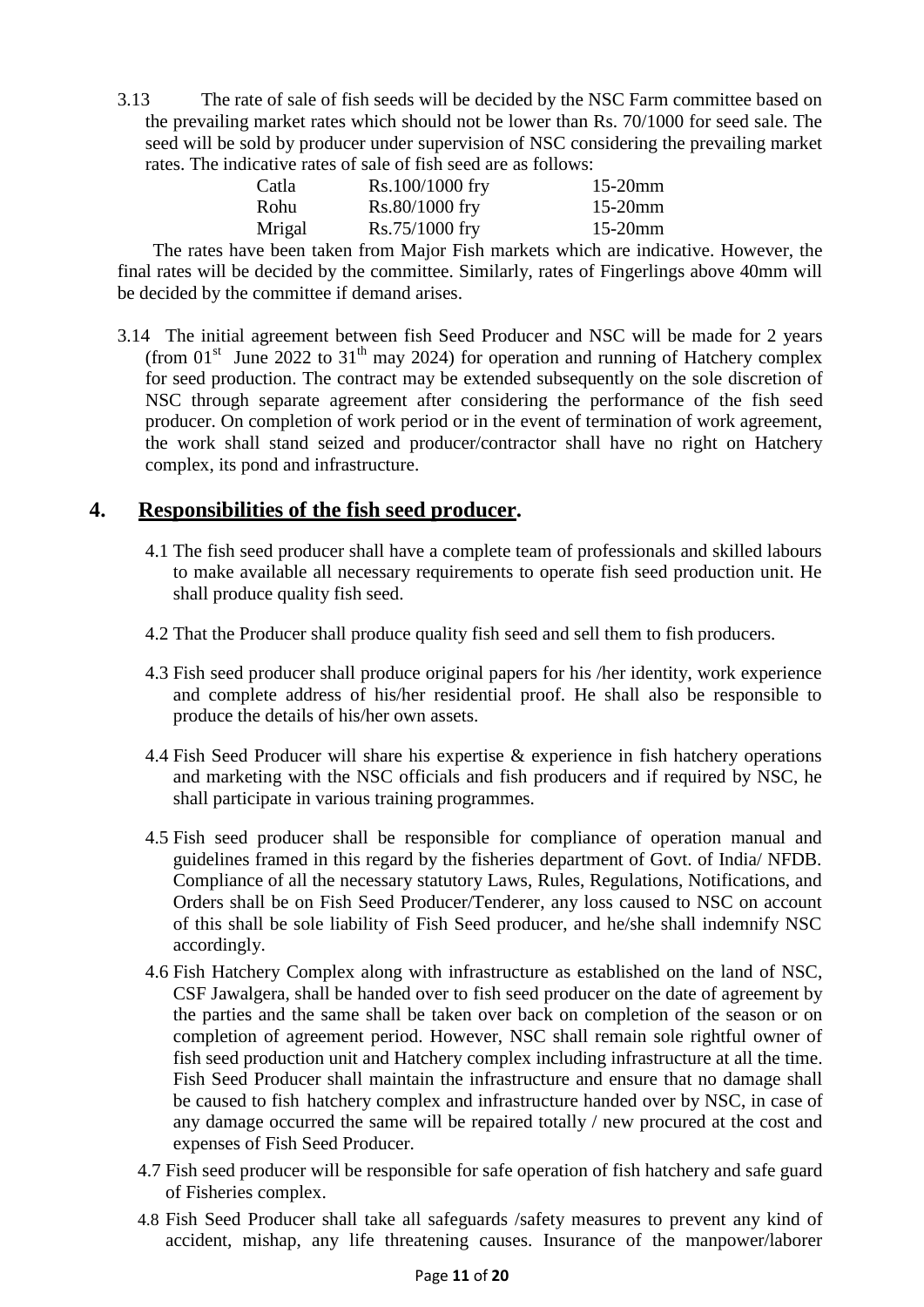3.13 The rate of sale of fish seeds will be decided by the NSC Farm committee based on the prevailing market rates which should not be lower than Rs. 70/1000 for seed sale. The seed will be sold by producer under supervision of NSC considering the prevailing market rates. The indicative rates of sale of fish seed are as follows:

| | | |
|---|---|---|
| Catla | Rs.100/1000 fry | 15-20mm |
| Rohu | Rs.80/1000 fry | 15-20mm |
| Mrigal | Rs.75/1000 fry | 15-20mm |

The rates have been taken from Major Fish markets which are indicative. However, the final rates will be decided by the committee. Similarly, rates of Fingerlings above 40mm will be decided by the committee if demand arises.

3.14 The initial agreement between fish Seed Producer and NSC will be made for 2 years (from 01st June 2022 to 31th may 2024) for operation and running of Hatchery complex for seed production. The contract may be extended subsequently on the sole discretion of NSC through separate agreement after considering the performance of the fish seed producer. On completion of work period or in the event of termination of work agreement, the work shall stand seized and producer/contractor shall have no right on Hatchery complex, its pond and infrastructure.

## 4. Responsibilities of the fish seed producer.

4.1 The fish seed producer shall have a complete team of professionals and skilled labours to make available all necessary requirements to operate fish seed production unit. He shall produce quality fish seed.

4.2 That the Producer shall produce quality Fish seed and sell them to fish producers.

4.3 Fish seed producer shall produce original papers for his /her identity, work experience and complete address of his/her residential proof. He shall also be responsible to produce the details of his/her own assets.

4.4 Fish Seed Producer will share his expertise & experience in fish hatchery operations and marketing with the NSC officials and fish producers and if required by NSC, he shall participate in various training programmes.

4.5 Fish seed producer shall be responsible for compliance of operation manual and guidelines framed in this regard by the fisheries department of Govt. of India/ NFDB. Compliance of all the necessary statutory Laws, Rules, Regulations, Notifications, and Orders shall be on Fish Seed Producer/Tenderer, any loss caused to NSC on account of this shall be sole liability of Fish Seed producer, and he/she shall indemnify NSC accordingly.

4.6 Fish Hatchery Complex along with infrastructure as established on the land of NSC, CSF Jawalgera, shall be handed over to fish seed producer on the date of agreement by the parties and the same shall be taken over back on completion of the season or on completion of agreement period. However, NSC shall remain sole rightful owner of fish seed production unit and Hatchery complex including infrastructure at all the time. Fish Seed Producer shall maintain the infrastructure and ensure that no damage shall be caused to fish hatchery complex and infrastructure handed over by NSC, in case of any damage occurred the same will be repaired totally / new procured at the cost and expenses of Fish Seed Producer.

4.7 Fish seed producer will be responsible for safe operation of fish hatchery and safe guard of Fisheries complex.

4.8 Fish Seed Producer shall take all safeguards /safety measures to prevent any kind of accident, mishap, any life threatening causes. Insurance of the manpower/laborer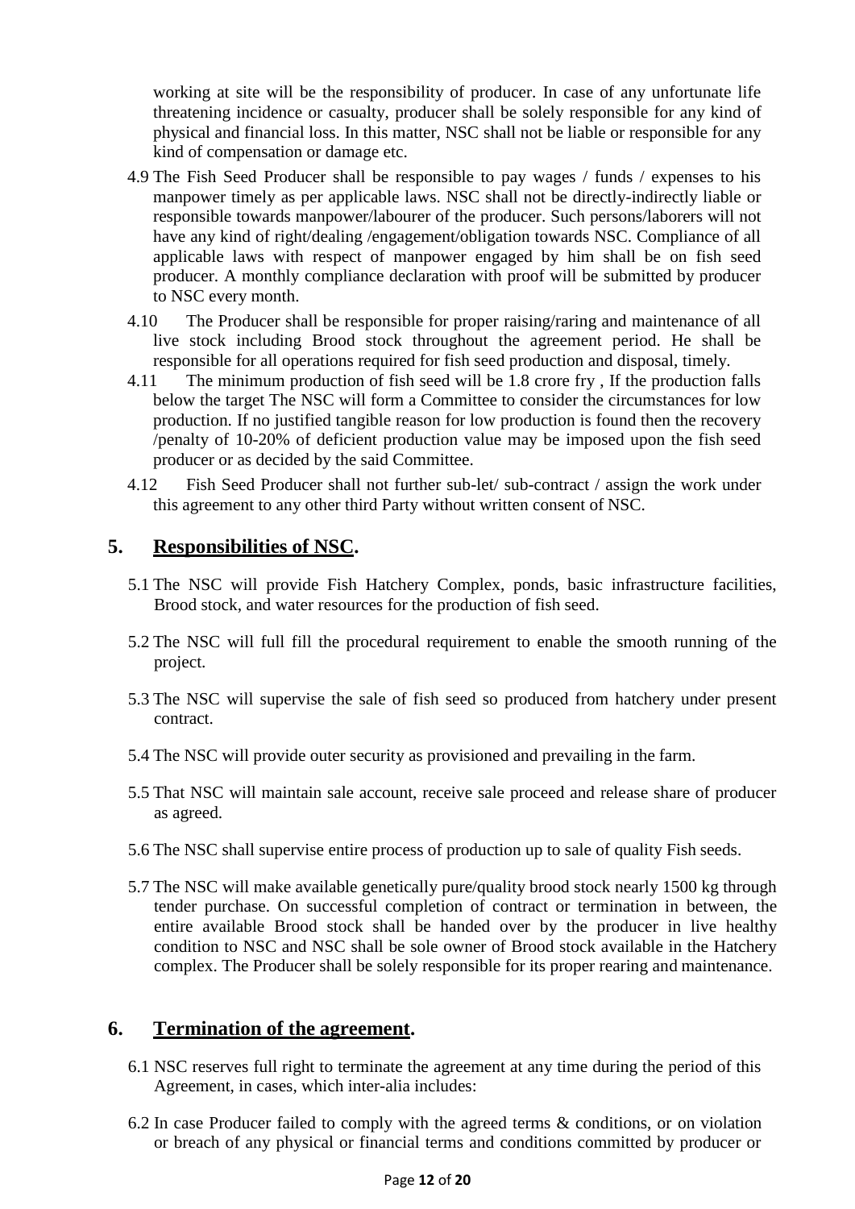working at site will be the responsibility of producer. In case of any unfortunate life threatening incidence or casualty, producer shall be solely responsible for any kind of physical and financial loss. In this matter, NSC shall not be liable or responsible for any kind of compensation or damage etc.

4.9 The Fish Seed Producer shall be responsible to pay wages / funds / expenses to his manpower timely as per applicable laws. NSC shall not be directly-indirectly liable or responsible towards manpower/labourer of the producer. Such persons/laborers will not have any kind of right/dealing /engagement/obligation towards NSC. Compliance of all applicable laws with respect of manpower engaged by him shall be on fish seed producer. A monthly compliance declaration with proof will be submitted by producer to NSC every month.

4.10 The Producer shall be responsible for proper raising/raring and maintenance of all live stock including Brood stock throughout the agreement period. He shall be responsible for all operations required for fish seed production and disposal, timely.

4.11 The minimum production of fish seed will be 1.8 crore fry , If the production falls below the target The NSC will form a Committee to consider the circumstances for low production. If no justified tangible reason for low production is found then the recovery /penalty of 10-20% of deficient production value may be imposed upon the fish seed producer or as decided by the said Committee.

4.12 Fish Seed Producer shall not further sub-let/ sub-contract / assign the work under this agreement to any other third Party without written consent of NSC.

## 5. Responsibilities of NSC.

5.1 The NSC will provide Fish Hatchery Complex, ponds, basic infrastructure facilities, Brood stock, and water resources for the production of fish seed.

5.2 The NSC will full fill the procedural requirement to enable the smooth running of the project.

5.3 The NSC will supervise the sale of fish seed so produced from hatchery under present contract.

5.4 The NSC will provide outer security as provisioned and prevailing in the farm.

5.5 That NSC will maintain sale account, receive sale proceed and release share of producer as agreed.

5.6 The NSC shall supervise entire process of production up to sale of quality Fish seeds.

5.7 The NSC will make available genetically pure/quality brood stock nearly 1500 kg through tender purchase. On successful completion of contract or termination in between, the entire available Brood stock shall be handed over by the producer in live healthy condition to NSC and NSC shall be sole owner of Brood stock available in the Hatchery complex. The Producer shall be solely responsible for its proper rearing and maintenance.

## 6. Termination of the agreement.

6.1 NSC reserves full right to terminate the agreement at any time during the period of this Agreement, in cases, which inter-alia includes:

6.2 In case Producer failed to comply with the agreed terms & conditions, or on violation or breach of any physical or financial terms and conditions committed by producer or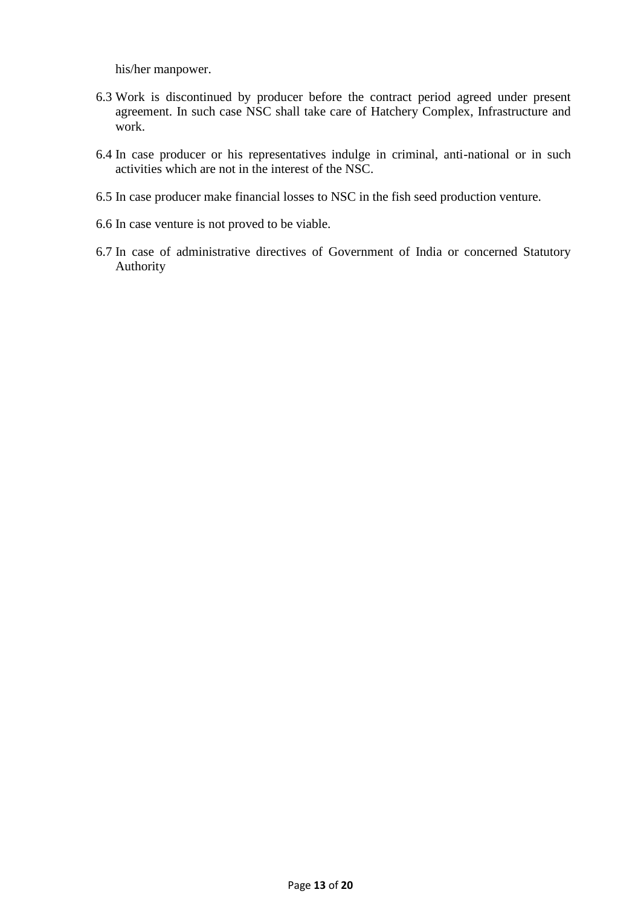his/her manpower.

6.3 Work is discontinued by producer before the contract period agreed under present agreement. In such case NSC shall take care of Hatchery Complex, Infrastructure and work.

6.4 In case producer or his representatives indulge in criminal, anti-national or in such activities which are not in the interest of the NSC.

6.5 In case producer make financial losses to NSC in the fish seed production venture.

6.6 In case venture is not proved to be viable.

6.7 In case of administrative directives of Government of India or concerned Statutory Authority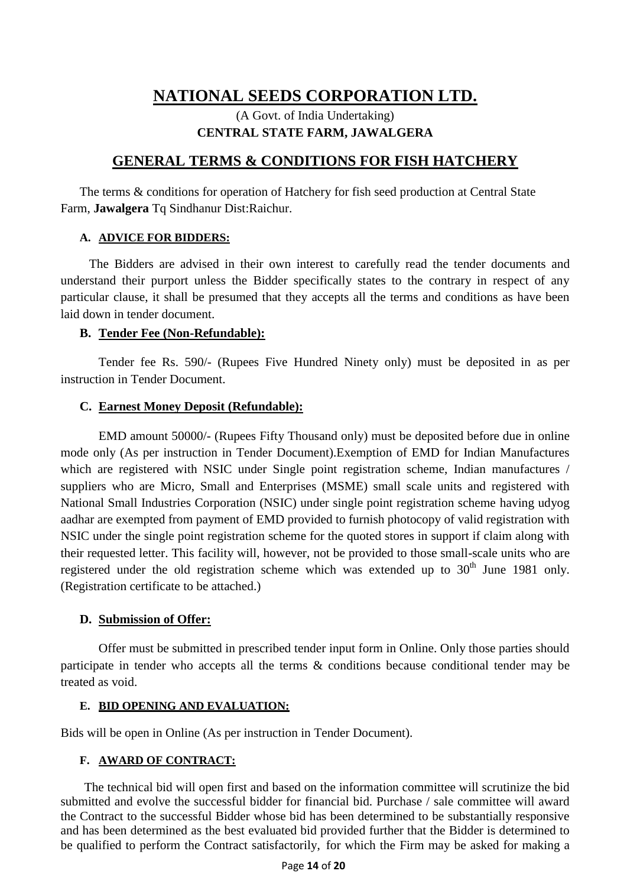# NATIONAL SEEDS CORPORATION LTD.

(A Govt. of India Undertaking)

**CENTRAL STATE FARM, JAWALGERA**

## GENERAL TERMS & CONDITIONS FOR FISH HATCHERY

The terms & conditions for operation of Hatchery for fish seed production at Central State Farm, **Jawalgera** Tq Sindhanur Dist:Raichur.

### A. ADVICE FOR BIDDERS:

The Bidders are advised in their own interest to carefully read the tender documents and understand their purport unless the Bidder specifically states to the contrary in respect of any particular clause, it shall be presumed that they accepts all the terms and conditions as have been laid down in tender document.

### B. Tender Fee (Non-Refundable):

Tender fee Rs. 590/- (Rupees Five Hundred Ninety only) must be deposited in as per instruction in Tender Document.

### C. Earnest Money Deposit (Refundable):

EMD amount 50000/- (Rupees Fifty Thousand only) must be deposited before due in online mode only (As per instruction in Tender Document).Exemption of EMD for Indian Manufactures which are registered with NSIC under Single point registration scheme, Indian manufactures / suppliers who are Micro, Small and Enterprises (MSME) small scale units and registered with National Small Industries Corporation (NSIC) under single point registration scheme having udyog aadhar are exempted from payment of EMD provided to furnish photocopy of valid registration with NSIC under the single point registration scheme for the quoted stores in support if claim along with their requested letter. This facility will, however, not be provided to those small-scale units who are registered under the old registration scheme which was extended up to 30th June 1981 only. (Registration certificate to be attached.)

### D. Submission of Offer:

Offer must be submitted in prescribed tender input form in Online. Only those parties should participate in tender who accepts all the terms & conditions because conditional tender may be treated as void.

### E. BID OPENING AND EVALUATION:

Bids will be open in Online (As per instruction in Tender Document).

### F. AWARD OF CONTRACT:

The technical bid will open first and based on the information committee will scrutinize the bid submitted and evolve the successful bidder for financial bid. Purchase / sale committee will award the Contract to the successful Bidder whose bid has been determined to be substantially responsive and has been determined as the best evaluated bid provided further that the Bidder is determined to be qualified to perform the Contract satisfactorily, for which the Firm may be asked for making a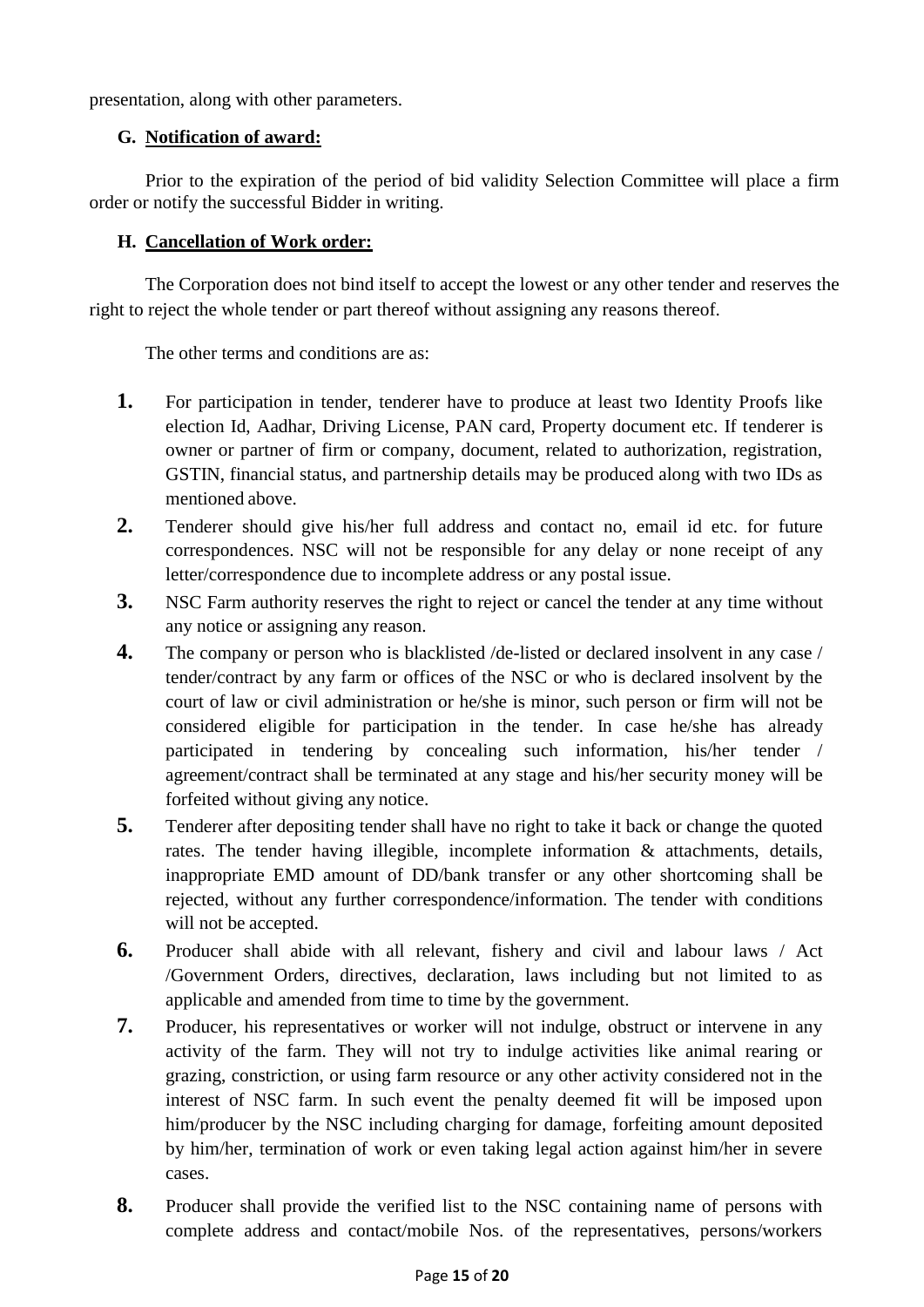presentation, along with other parameters.

### G. Notification of award:

Prior to the expiration of the period of bid validity Selection Committee will place a firm order or notify the successful Bidder in writing.

### H. Cancellation of Work order:

The Corporation does not bind itself to accept the lowest or any other tender and reserves the right to reject the whole tender or part thereof without assigning any reasons thereof.

The other terms and conditions are as:

1. For participation in tender, tenderer have to produce at least two Identity Proofs like election Id, Aadhar, Driving License, PAN card, Property document etc. If tenderer is owner or partner of firm or company, document, related to authorization, registration, GSTIN, financial status, and partnership details may be produced along with two IDs as mentioned above.
2. Tenderer should give his/her full address and contact no, email id etc. for future correspondences. NSC will not be responsible for any delay or none receipt of any letter/correspondence due to incomplete address or any postal issue.
3. NSC Farm authority reserves the right to reject or cancel the tender at any time without any notice or assigning any reason.
4. The company or person who is blacklisted /de-listed or declared insolvent in any case / tender/contract by any farm or offices of the NSC or who is declared insolvent by the court of law or civil administration or he/she is minor, such person or firm will not be considered eligible for participation in the tender. In case he/she has already participated in tendering by concealing such information, his/her tender / agreement/contract shall be terminated at any stage and his/her security money will be forfeited without giving any notice.
5. Tenderer after depositing tender shall have no right to take it back or change the quoted rates. The tender having illegible, incomplete information & attachments, details, inappropriate EMD amount of DD/bank transfer or any other shortcoming shall be rejected, without any further correspondence/information. The tender with conditions will not be accepted.
6. Producer shall abide with all relevant, fishery and civil and labour laws / Act /Government Orders, directives, declaration, laws including but not limited to as applicable and amended from time to time by the government.
7. Producer, his representatives or worker will not indulge, obstruct or intervene in any activity of the farm. They will not try to indulge activities like animal rearing or grazing, constriction, or using farm resource or any other activity considered not in the interest of NSC farm. In such event the penalty deemed fit will be imposed upon him/producer by the NSC including charging for damage, forfeiting amount deposited by him/her, termination of work or even taking legal action against him/her in severe cases.
8. Producer shall provide the verified list to the NSC containing name of persons with complete address and contact/mobile Nos. of the representatives, persons/workers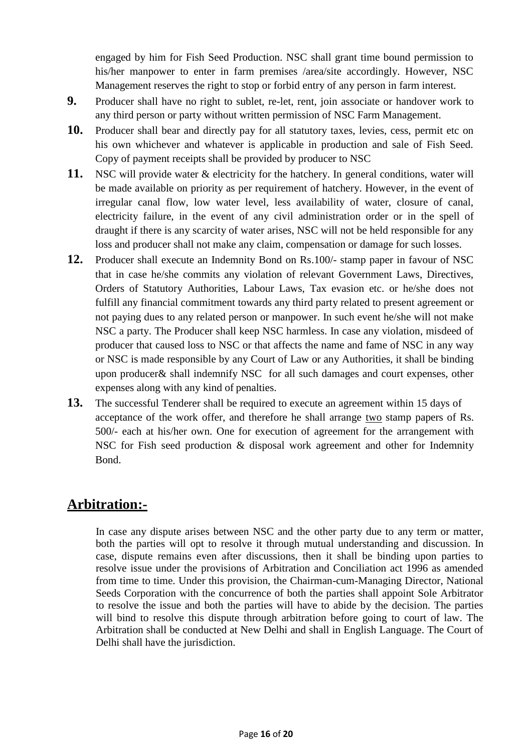engaged by him for Fish Seed Production. NSC shall grant time bound permission to his/her manpower to enter in farm premises /area/site accordingly. However, NSC Management reserves the right to stop or forbid entry of any person in farm interest.

**9.** Producer shall have no right to sublet, re-let, rent, join associate or handover work to any third person or party without written permission of NSC Farm Management.

**10.** Producer shall bear and directly pay for all statutory taxes, levies, cess, permit etc on his own whichever and whatever is applicable in production and sale of Fish Seed. Copy of payment receipts shall be provided by producer to NSC

**11.** NSC will provide water & electricity for the hatchery. In general conditions, water will be made available on priority as per requirement of hatchery. However, in the event of irregular canal flow, low water level, less availability of water, closure of canal, electricity failure, in the event of any civil administration order or in the spell of draught if there is any scarcity of water arises, NSC will not be held responsible for any loss and producer shall not make any claim, compensation or damage for such losses.

**12.** Producer shall execute an Indemnity Bond on Rs.100/- stamp paper in favour of NSC that in case he/she commits any violation of relevant Government Laws, Directives, Orders of Statutory Authorities, Labour Laws, Tax evasion etc. or he/she does not fulfill any financial commitment towards any third party related to present agreement or not paying dues to any related person or manpower. In such event he/she will not make NSC a party. The Producer shall keep NSC harmless. In case any violation, misdeed of producer that caused loss to NSC or that affects the name and fame of NSC in any way or NSC is made responsible by any Court of Law or any Authorities, it shall be binding upon producer& shall indemnify NSC for all such damages and court expenses, other expenses along with any kind of penalties.

**13.** The successful Tenderer shall be required to execute an agreement within 15 days of acceptance of the work offer, and therefore he shall arrange two stamp papers of Rs. 500/- each at his/her own. One for execution of agreement for the arrangement with NSC for Fish seed production & disposal work agreement and other for Indemnity Bond.

## Arbitration:-

In case any dispute arises between NSC and the other party due to any term or matter, both the parties will opt to resolve it through mutual understanding and discussion. In case, dispute remains even after discussions, then it shall be binding upon parties to resolve issue under the provisions of Arbitration and Conciliation act 1996 as amended from time to time. Under this provision, the Chairman-cum-Managing Director, National Seeds Corporation with the concurrence of both the parties shall appoint Sole Arbitrator to resolve the issue and both the parties will have to abide by the decision. The parties will bind to resolve this dispute through arbitration before going to court of law. The Arbitration shall be conducted at New Delhi and shall in English Language. The Court of Delhi shall have the jurisdiction.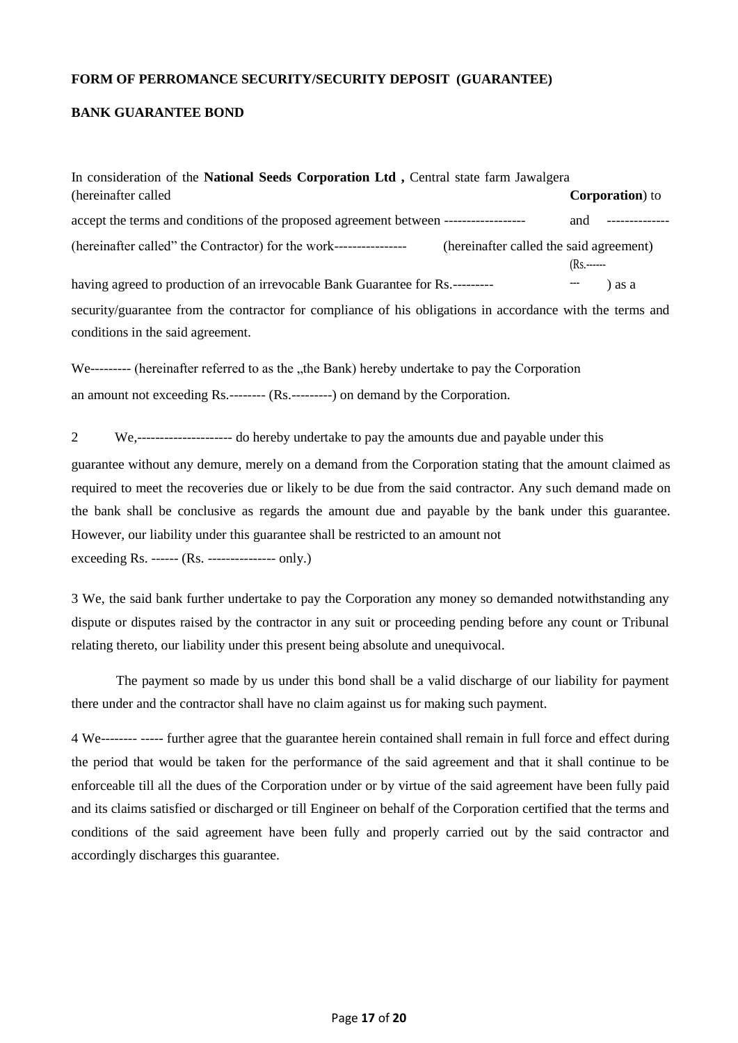**FORM OF PERROMANCE SECURITY/SECURITY DEPOSIT (GUARANTEE)**

**BANK GUARANTEE BOND**

In consideration of the **National Seeds Corporation Ltd ,** Central state farm Jawalgera (hereinafter called **Corporation**) to accept the terms and conditions of the proposed agreement between ------------------ and -------------- (hereinafter called" the Contractor) for the work---------------- (hereinafter called the said agreement) having agreed to production of an irrevocable Bank Guarantee for Rs.--------- (Rs.------ --- ) as a security/guarantee from the contractor for compliance of his obligations in accordance with the terms and conditions in the said agreement.

We--------- (hereinafter referred to as the „the Bank) hereby undertake to pay the Corporation an amount not exceeding Rs.-------- (Rs.---------) on demand by the Corporation.

2 We,--------------------- do hereby undertake to pay the amounts due and payable under this guarantee without any demure, merely on a demand from the Corporation stating that the amount claimed as required to meet the recoveries due or likely to be due from the said contractor. Any such demand made on the bank shall be conclusive as regards the amount due and payable by the bank under this guarantee. However, our liability under this guarantee shall be restricted to an amount not exceeding Rs. ------ (Rs. --------------- only.)

3 We, the said bank further undertake to pay the Corporation any money so demanded notwithstanding any dispute or disputes raised by the contractor in any suit or proceeding pending before any count or Tribunal relating thereto, our liability under this present being absolute and unequivocal.

The payment so made by us under this bond shall be a valid discharge of our liability for payment there under and the contractor shall have no claim against us for making such payment.

4 We-------- ----- further agree that the guarantee herein contained shall remain in full force and effect during the period that would be taken for the performance of the said agreement and that it shall continue to be enforceable till all the dues of the Corporation under or by virtue of the said agreement have been fully paid and its claims satisfied or discharged or till Engineer on behalf of the Corporation certified that the terms and conditions of the said agreement have been fully and properly carried out by the said contractor and accordingly discharges this guarantee.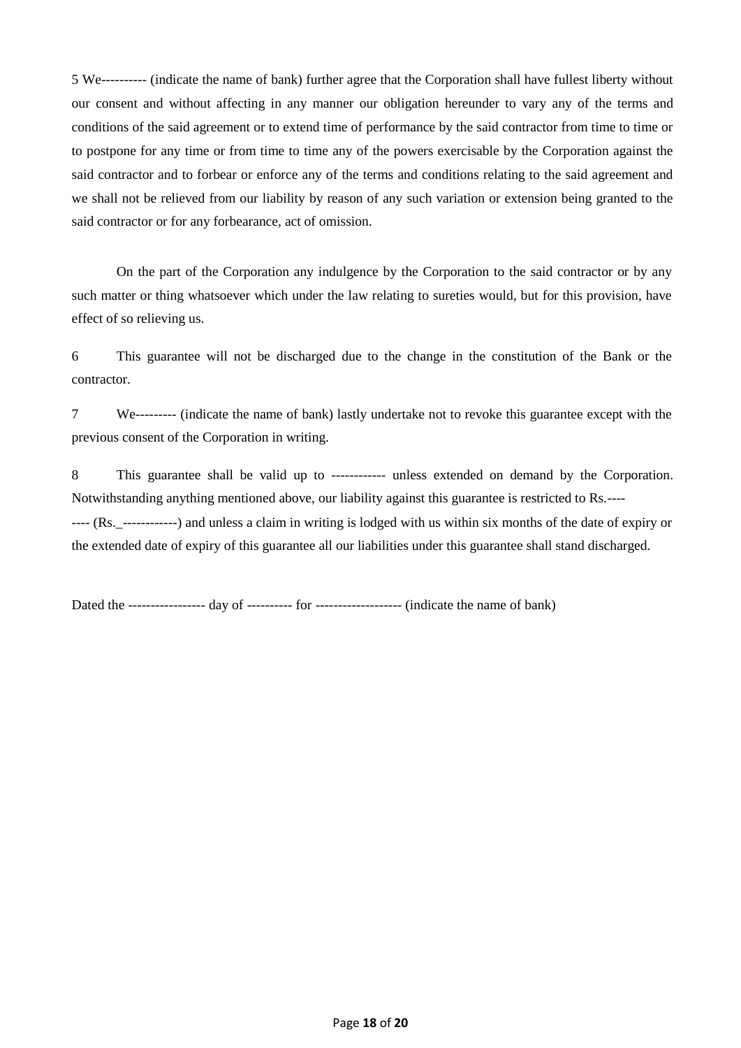5 We---------- (indicate the name of bank) further agree that the Corporation shall have fullest liberty without our consent and without affecting in any manner our obligation hereunder to vary any of the terms and conditions of the said agreement or to extend time of performance by the said contractor from time to time or to postpone for any time or from time to time any of the powers exercisable by the Corporation against the said contractor and to forbear or enforce any of the terms and conditions relating to the said agreement and we shall not be relieved from our liability by reason of any such variation or extension being granted to the said contractor or for any forbearance, act of omission.

On the part of the Corporation any indulgence by the Corporation to the said contractor or by any such matter or thing whatsoever which under the law relating to sureties would, but for this provision, have effect of so relieving us.

6 This guarantee will not be discharged due to the change in the constitution of the Bank or the contractor.

7 We--------- (indicate the name of bank) lastly undertake not to revoke this guarantee except with the previous consent of the Corporation in writing.

8 This guarantee shall be valid up to ------------ unless extended on demand by the Corporation. Notwithstanding anything mentioned above, our liability against this guarantee is restricted to Rs.---- ---- (Rs._------------) and unless a claim in writing is lodged with us within six months of the date of expiry or the extended date of expiry of this guarantee all our liabilities under this guarantee shall stand discharged.

Dated the ----------------- day of ---------- for ------------------- (indicate the name of bank)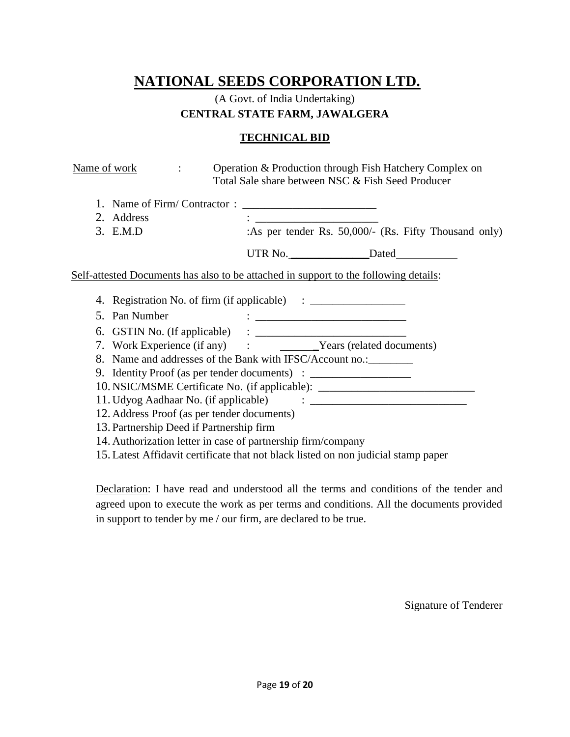# NATIONAL SEEDS CORPORATION LTD.

(A Govt. of India Undertaking)

**CENTRAL STATE FARM, JAWALGERA**

## TECHNICAL BID

Name of work : Operation & Production through Fish Hatchery Complex on Total Sale share between NSC & Fish Seed Producer

1. Name of Firm/ Contractor : ________________________
2. Address : ______________________
3. E.M.D :As per tender Rs. 50,000/- (Rs. Fifty Thousand only)

   UTR No. ______________ Dated ___________

Self-attested Documents has also to be attached in support to the following details:

4. Registration No. of firm (if applicable) : _________________
5. Pan Number : ___________________________
6. GSTIN No. (If applicable) : ___________________________
7. Work Experience (if any) : ______ Years (related documents)
8. Name and addresses of the Bank with IFSC/Account no.:________
9. Identity Proof (as per tender documents) : _________________
10. NSIC/MSME Certificate No. (if applicable): ___________________________
11. Udyog Aadhaar No. (if applicable) : ____________________________
12. Address Proof (as per tender documents)
13. Partnership Deed if Partnership firm
14. Authorization letter in case of partnership firm/company
15. Latest Affidavit certificate that not black listed on non judicial stamp paper

Declaration: I have read and understood all the terms and conditions of the tender and agreed upon to execute the work as per terms and conditions. All the documents provided in support to tender by me / our firm, are declared to be true.

Signature of Tenderer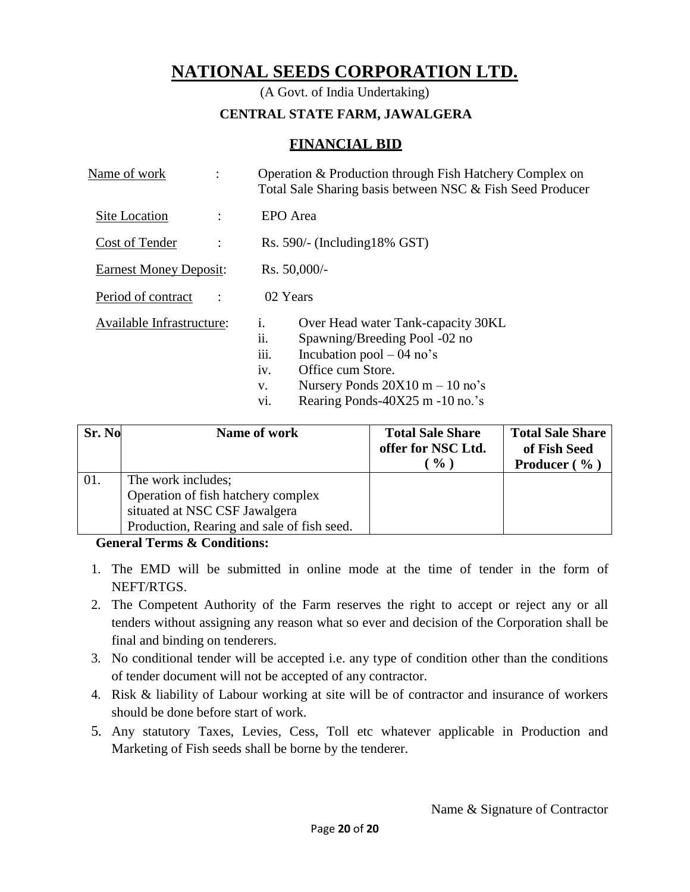# NATIONAL SEEDS CORPORATION LTD.

(A Govt. of India Undertaking)

**CENTRAL STATE FARM, JAWALGERA**

## FINANCIAL BID

Name of work : Operation & Production through Fish Hatchery Complex on Total Sale Sharing basis between NSC & Fish Seed Producer

Site Location : EPO Area

Cost of Tender : Rs. 590/- (Including18% GST)

Earnest Money Deposit: Rs. 50,000/-

Period of contract : 02 Years

Available Infrastructure:

- i. Over Head water Tank-capacity 30KL
- ii. Spawning/Breeding Pool -02 no
- iii. Incubation pool – 04 no's
- iv. Office cum Store.
- v. Nursery Ponds 20X10 m – 10 no's
- vi. Rearing Ponds-40X25 m -10 no.'s

| Sr. No | Name of work | Total Sale Share offer for NSC Ltd. ( % ) | Total Sale Share of Fish Seed Producer ( % ) |
|---|---|---|---|
| 01. | The work includes; Operation of fish hatchery complex situated at NSC CSF Jawalgera Production, Rearing and sale of fish seed. | | |

**General Terms & Conditions:**

1. The EMD will be submitted in online mode at the time of tender in the form of NEFT/RTGS.
2. The Competent Authority of the Farm reserves the right to accept or reject any or all tenders without assigning any reason what so ever and decision of the Corporation shall be final and binding on tenderers.
3. No conditional tender will be accepted i.e. any type of condition other than the conditions of tender document will not be accepted of any contractor.
4. Risk & liability of Labour working at site will be of contractor and insurance of workers should be done before start of work.
5. Any statutory Taxes, Levies, Cess, Toll etc whatever applicable in Production and Marketing of Fish seeds shall be borne by the tenderer.

Name & Signature of Contractor